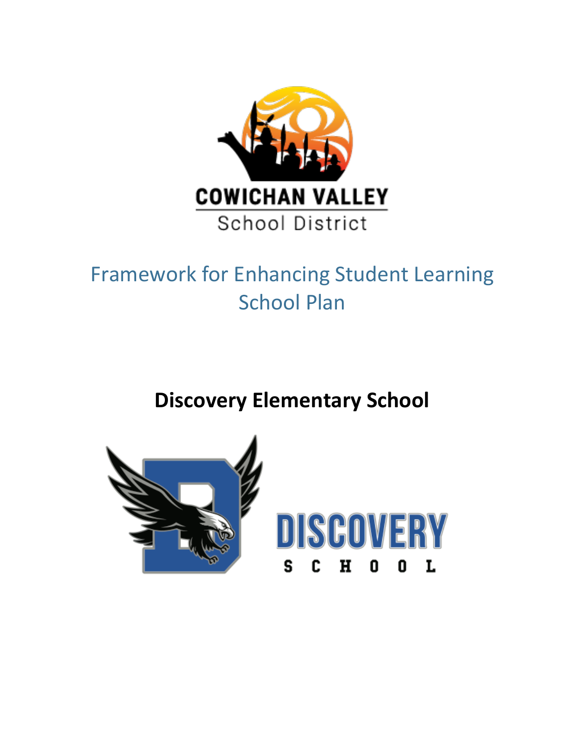COWICHAN VALLEY
School District

# Framework for Enhancing Student Learning School Plan

## Discovery Elementary School

DISCOVERY
SCHOOL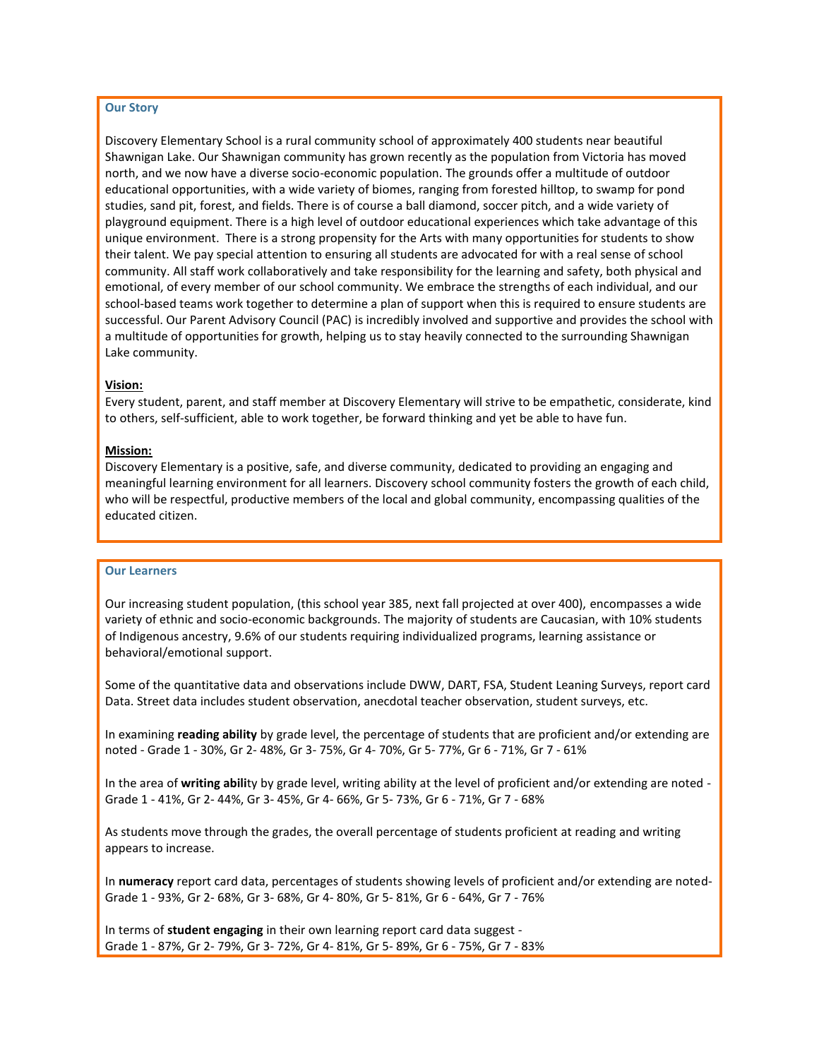## Our Story

Discovery Elementary School is a rural community school of approximately 400 students near beautiful Shawnigan Lake. Our Shawnigan community has grown recently as the population from Victoria has moved north, and we now have a diverse socio-economic population. The grounds offer a multitude of outdoor educational opportunities, with a wide variety of biomes, ranging from forested hilltop, to swamp for pond studies, sand pit, forest, and fields. There is of course a ball diamond, soccer pitch, and a wide variety of playground equipment. There is a high level of outdoor educational experiences which take advantage of this unique environment. There is a strong propensity for the Arts with many opportunities for students to show their talent. We pay special attention to ensuring all students are advocated for with a real sense of school community. All staff work collaboratively and take responsibility for the learning and safety, both physical and emotional, of every member of our school community. We embrace the strengths of each individual, and our school-based teams work together to determine a plan of support when this is required to ensure students are successful. Our Parent Advisory Council (PAC) is incredibly involved and supportive and provides the school with a multitude of opportunities for growth, helping us to stay heavily connected to the surrounding Shawnigan Lake community.

**Vision:**
Every student, parent, and staff member at Discovery Elementary will strive to be empathetic, considerate, kind to others, self-sufficient, able to work together, be forward thinking and yet be able to have fun.

**Mission:**
Discovery Elementary is a positive, safe, and diverse community, dedicated to providing an engaging and meaningful learning environment for all learners. Discovery school community fosters the growth of each child, who will be respectful, productive members of the local and global community, encompassing qualities of the educated citizen.

## Our Learners

Our increasing student population, (this school year 385, next fall projected at over 400), encompasses a wide variety of ethnic and socio-economic backgrounds. The majority of students are Caucasian, with 10% students of Indigenous ancestry, 9.6% of our students requiring individualized programs, learning assistance or behavioral/emotional support.

Some of the quantitative data and observations include DWW, DART, FSA, Student Leaning Surveys, report card Data. Street data includes student observation, anecdotal teacher observation, student surveys, etc.

In examining **reading ability** by grade level, the percentage of students that are proficient and/or extending are noted - Grade 1 - 30%, Gr 2- 48%, Gr 3- 75%, Gr 4- 70%, Gr 5- 77%, Gr 6 - 71%, Gr 7 - 61%

In the area of **writing abili**ty by grade level, writing ability at the level of proficient and/or extending are noted - Grade 1 - 41%, Gr 2- 44%, Gr 3- 45%, Gr 4- 66%, Gr 5- 73%, Gr 6 - 71%, Gr 7 - 68%

As students move through the grades, the overall percentage of students proficient at reading and writing appears to increase.

In **numeracy** report card data, percentages of students showing levels of proficient and/or extending are noted- Grade 1 - 93%, Gr 2- 68%, Gr 3- 68%, Gr 4- 80%, Gr 5- 81%, Gr 6 - 64%, Gr 7 - 76%

In terms of **student engaging** in their own learning report card data suggest -
Grade 1 - 87%, Gr 2- 79%, Gr 3- 72%, Gr 4- 81%, Gr 5- 89%, Gr 6 - 75%, Gr 7 - 83%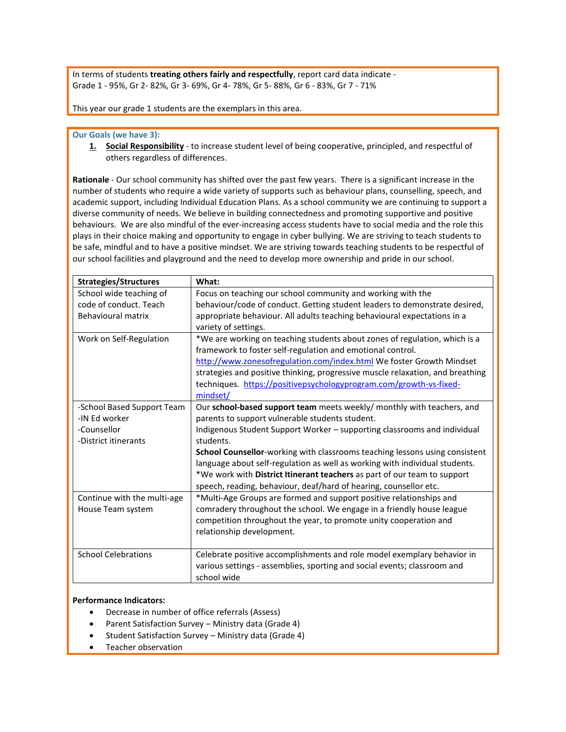In terms of students **treating others fairly and respectfully**, report card data indicate -
Grade 1 - 95%, Gr 2- 82%, Gr 3- 69%, Gr 4- 78%, Gr 5- 88%, Gr 6 - 83%, Gr 7 - 71%

This year our grade 1 students are the exemplars in this area.

**Our Goals (we have 3):**

1. **Social Responsibility** - to increase student level of being cooperative, principled, and respectful of others regardless of differences.

**Rationale** - Our school community has shifted over the past few years. There is a significant increase in the number of students who require a wide variety of supports such as behaviour plans, counselling, speech, and academic support, including Individual Education Plans. As a school community we are continuing to support a diverse community of needs. We believe in building connectedness and promoting supportive and positive behaviours. We are also mindful of the ever-increasing access students have to social media and the role this plays in their choice making and opportunity to engage in cyber bullying. We are striving to teach students to be safe, mindful and to have a positive mindset. We are striving towards teaching students to be respectful of our school facilities and playground and the need to develop more ownership and pride in our school.

| Strategies/Structures | What: |
|---|---|
| School wide teaching of code of conduct. Teach Behavioural matrix | Focus on teaching our school community and working with the behaviour/code of conduct. Getting student leaders to demonstrate desired, appropriate behaviour. All adults teaching behavioural expectations in a variety of settings. |
| Work on Self-Regulation | *We are working on teaching students about zones of regulation, which is a framework to foster self-regulation and emotional control. http://www.zonesofregulation.com/index.html We foster Growth Mindset strategies and positive thinking, progressive muscle relaxation, and breathing techniques. https://positivepsychologyprogram.com/growth-vs-fixed-mindset/ |
| -School Based Support Team<br>-IN Ed worker<br>-Counsellor<br>-District itinerants | Our **school-based support team** meets weekly/ monthly with teachers, and parents to support vulnerable students student.<br>Indigenous Student Support Worker – supporting classrooms and individual students.<br>**School Counsellor**-working with classrooms teaching lessons using consistent language about self-regulation as well as working with individual students.<br>*We work with **District Itinerant teachers** as part of our team to support speech, reading, behaviour, deaf/hard of hearing, counsellor etc. |
| Continue with the multi-age House Team system | *Multi-Age Groups are formed and support positive relationships and comradery throughout the school. We engage in a friendly house league competition throughout the year, to promote unity cooperation and relationship development. |
| School Celebrations | Celebrate positive accomplishments and role model exemplary behavior in various settings - assemblies, sporting and social events; classroom and school wide |

**Performance Indicators:**

- Decrease in number of office referrals (Assess)
- Parent Satisfaction Survey – Ministry data (Grade 4)
- Student Satisfaction Survey – Ministry data (Grade 4)
- Teacher observation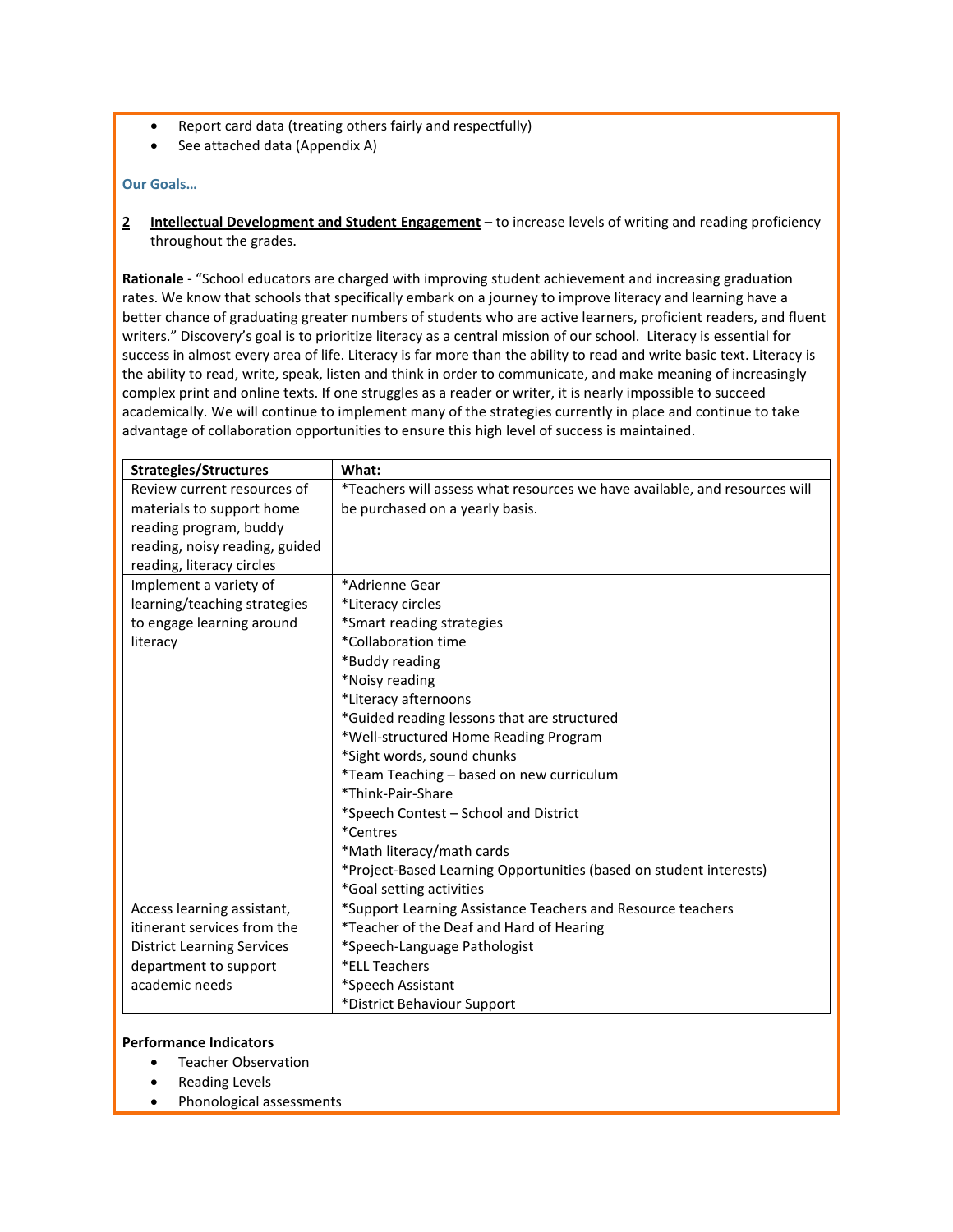- Report card data (treating others fairly and respectfully)
- See attached data (Appendix A)

### Our Goals…

**2** **Intellectual Development and Student Engagement** – to increase levels of writing and reading proficiency throughout the grades.

**Rationale** - "School educators are charged with improving student achievement and increasing graduation rates. We know that schools that specifically embark on a journey to improve literacy and learning have a better chance of graduating greater numbers of students who are active learners, proficient readers, and fluent writers." Discovery's goal is to prioritize literacy as a central mission of our school. Literacy is essential for success in almost every area of life. Literacy is far more than the ability to read and write basic text. Literacy is the ability to read, write, speak, listen and think in order to communicate, and make meaning of increasingly complex print and online texts. If one struggles as a reader or writer, it is nearly impossible to succeed academically. We will continue to implement many of the strategies currently in place and continue to take advantage of collaboration opportunities to ensure this high level of success is maintained.

| Strategies/Structures | What: |
| --- | --- |
| Review current resources of materials to support home reading program, buddy reading, noisy reading, guided reading, literacy circles | *Teachers will assess what resources we have available, and resources will be purchased on a yearly basis. |
| Implement a variety of learning/teaching strategies to engage learning around literacy | *Adrienne Gear<br>*Literacy circles<br>*Smart reading strategies<br>*Collaboration time<br>*Buddy reading<br>*Noisy reading<br>*Literacy afternoons<br>*Guided reading lessons that are structured<br>*Well-structured Home Reading Program<br>*Sight words, sound chunks<br>*Team Teaching – based on new curriculum<br>*Think-Pair-Share<br>*Speech Contest – School and District<br>*Centres<br>*Math literacy/math cards<br>*Project-Based Learning Opportunities (based on student interests)<br>*Goal setting activities |
| Access learning assistant, itinerant services from the District Learning Services department to support academic needs | *Support Learning Assistance Teachers and Resource teachers<br>*Teacher of the Deaf and Hard of Hearing<br>*Speech-Language Pathologist<br>*ELL Teachers<br>*Speech Assistant<br>*District Behaviour Support |

**Performance Indicators**

- Teacher Observation
- Reading Levels
- Phonological assessments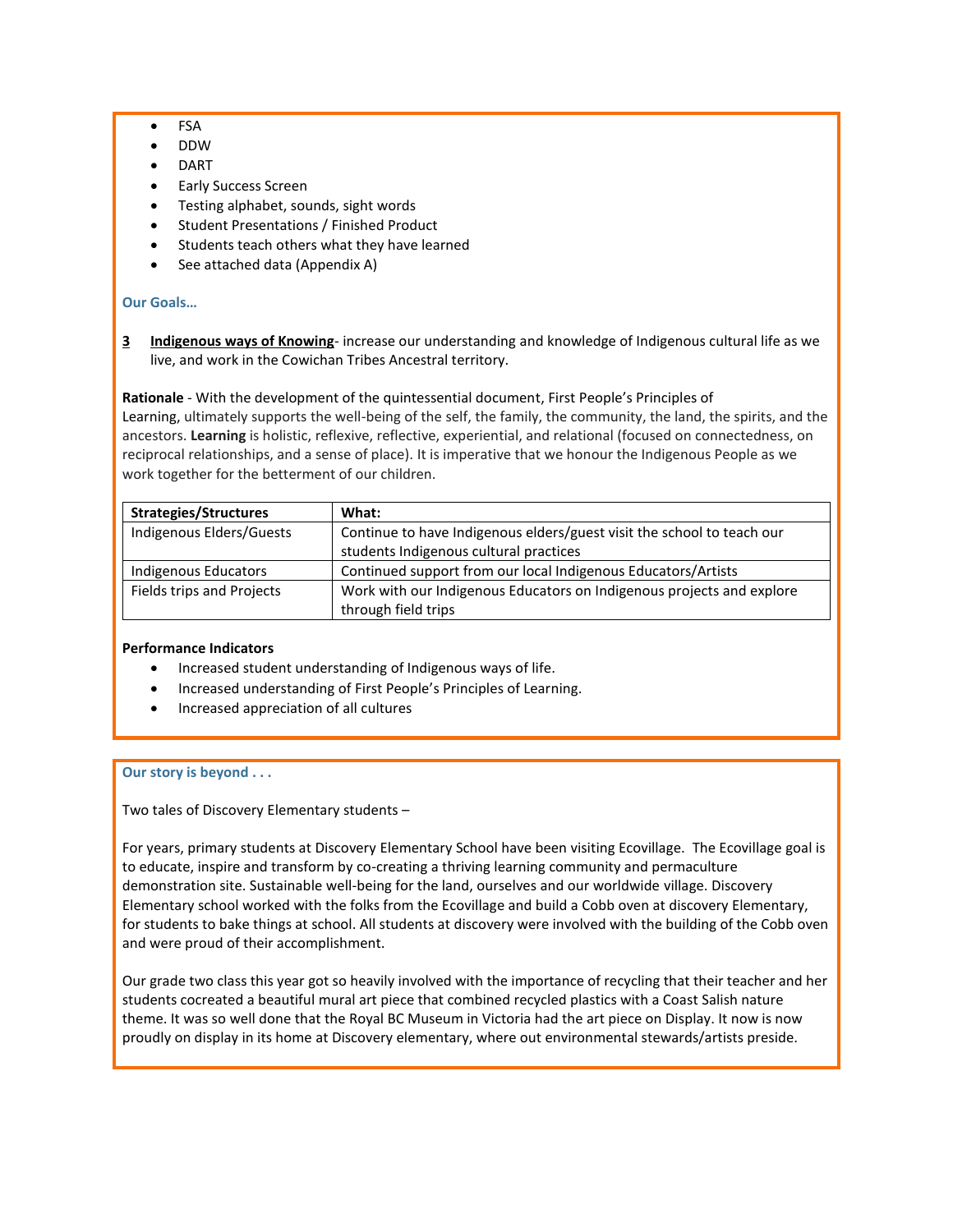- FSA
- DDW
- DART
- Early Success Screen
- Testing alphabet, sounds, sight words
- Student Presentations / Finished Product
- Students teach others what they have learned
- See attached data (Appendix A)

**Our Goals…**

**3** **Indigenous ways of Knowing**- increase our understanding and knowledge of Indigenous cultural life as we live, and work in the Cowichan Tribes Ancestral territory.

**Rationale** - With the development of the quintessential document, First People's Principles of Learning, ultimately supports the well-being of the self, the family, the community, the land, the spirits, and the ancestors. **Learning** is holistic, reflexive, reflective, experiential, and relational (focused on connectedness, on reciprocal relationships, and a sense of place). It is imperative that we honour the Indigenous People as we work together for the betterment of our children.

| Strategies/Structures | What: |
|---|---|
| Indigenous Elders/Guests | Continue to have Indigenous elders/guest visit the school to teach our students Indigenous cultural practices |
| Indigenous Educators | Continued support from our local Indigenous Educators/Artists |
| Fields trips and Projects | Work with our Indigenous Educators on Indigenous projects and explore through field trips |

**Performance Indicators**

- Increased student understanding of Indigenous ways of life.
- Increased understanding of First People's Principles of Learning.
- Increased appreciation of all cultures

**Our story is beyond . . .**

Two tales of Discovery Elementary students –

For years, primary students at Discovery Elementary School have been visiting Ecovillage. The Ecovillage goal is to educate, inspire and transform by co-creating a thriving learning community and permaculture demonstration site. Sustainable well-being for the land, ourselves and our worldwide village. Discovery Elementary school worked with the folks from the Ecovillage and build a Cobb oven at discovery Elementary, for students to bake things at school. All students at discovery were involved with the building of the Cobb oven and were proud of their accomplishment.

Our grade two class this year got so heavily involved with the importance of recycling that their teacher and her students cocreated a beautiful mural art piece that combined recycled plastics with a Coast Salish nature theme. It was so well done that the Royal BC Museum in Victoria had the art piece on Display. It now is now proudly on display in its home at Discovery elementary, where out environmental stewards/artists preside.